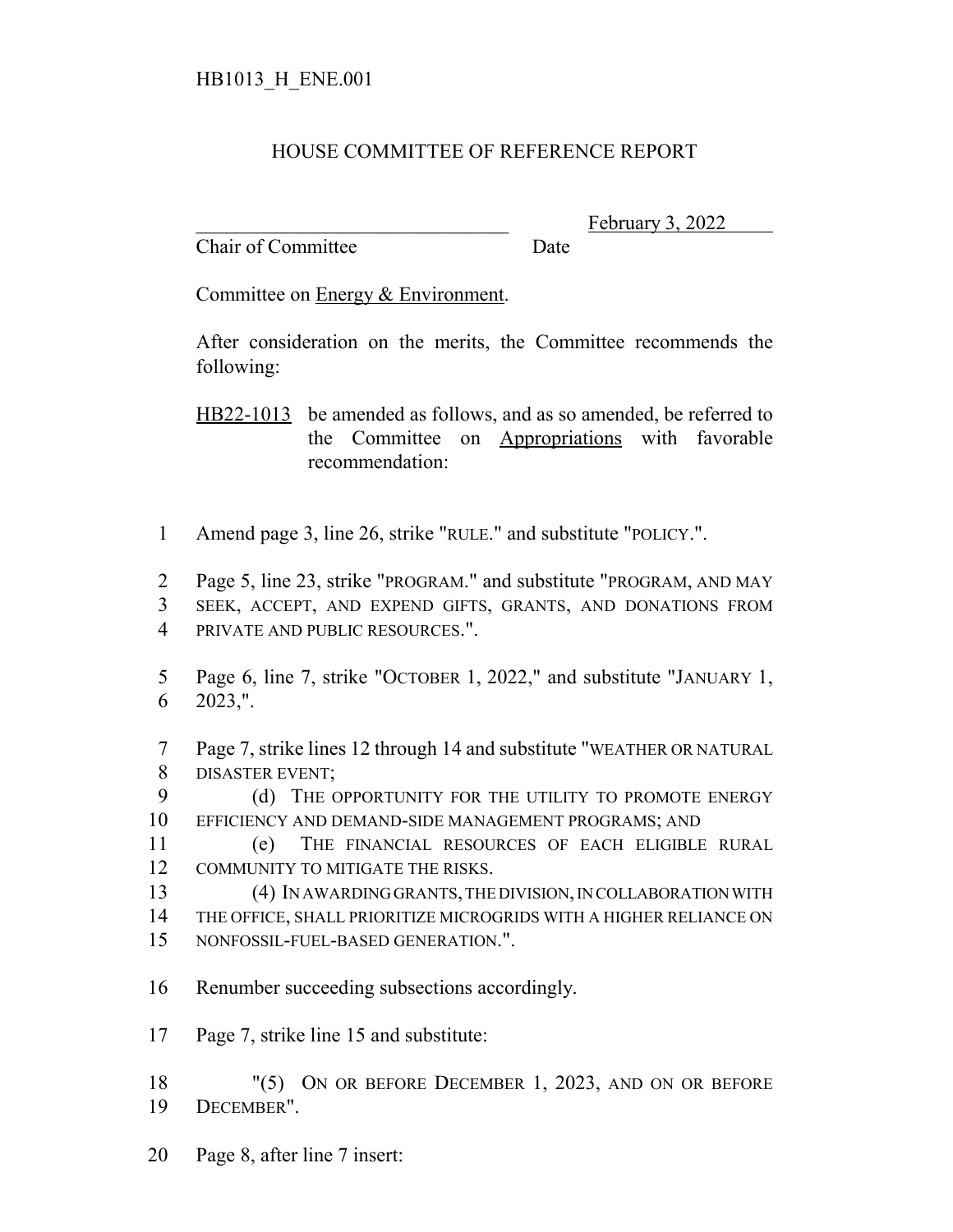HB1013_H_ENE.001

# HOUSE COMMITTEE OF REFERENCE REPORT

________________________________ February 3, 2022
Chair of Committee Date

Committee on Energy & Environment.

After consideration on the merits, the Committee recommends the following:

HB22-1013 be amended as follows, and as so amended, be referred to the Committee on Appropriations with favorable recommendation:

1 Amend page 3, line 26, strike "RULE." and substitute "POLICY.".

2 Page 5, line 23, strike "PROGRAM." and substitute "PROGRAM, AND MAY
3 SEEK, ACCEPT, AND EXPEND GIFTS, GRANTS, AND DONATIONS FROM
4 PRIVATE AND PUBLIC RESOURCES.".

5 Page 6, line 7, strike "OCTOBER 1, 2022," and substitute "JANUARY 1,
6 2023,".

7 Page 7, strike lines 12 through 14 and substitute "WEATHER OR NATURAL
8 DISASTER EVENT;
9 (d) THE OPPORTUNITY FOR THE UTILITY TO PROMOTE ENERGY
10 EFFICIENCY AND DEMAND-SIDE MANAGEMENT PROGRAMS; AND
11 (e) THE FINANCIAL RESOURCES OF EACH ELIGIBLE RURAL
12 COMMUNITY TO MITIGATE THE RISKS.
13 (4) IN AWARDING GRANTS, THE DIVISION, IN COLLABORATION WITH
14 THE OFFICE, SHALL PRIORITIZE MICROGRIDS WITH A HIGHER RELIANCE ON
15 NONFOSSIL-FUEL-BASED GENERATION.".

16 Renumber succeeding subsections accordingly.

17 Page 7, strike line 15 and substitute:

18 "(5) ON OR BEFORE DECEMBER 1, 2023, AND ON OR BEFORE
19 DECEMBER".

20 Page 8, after line 7 insert: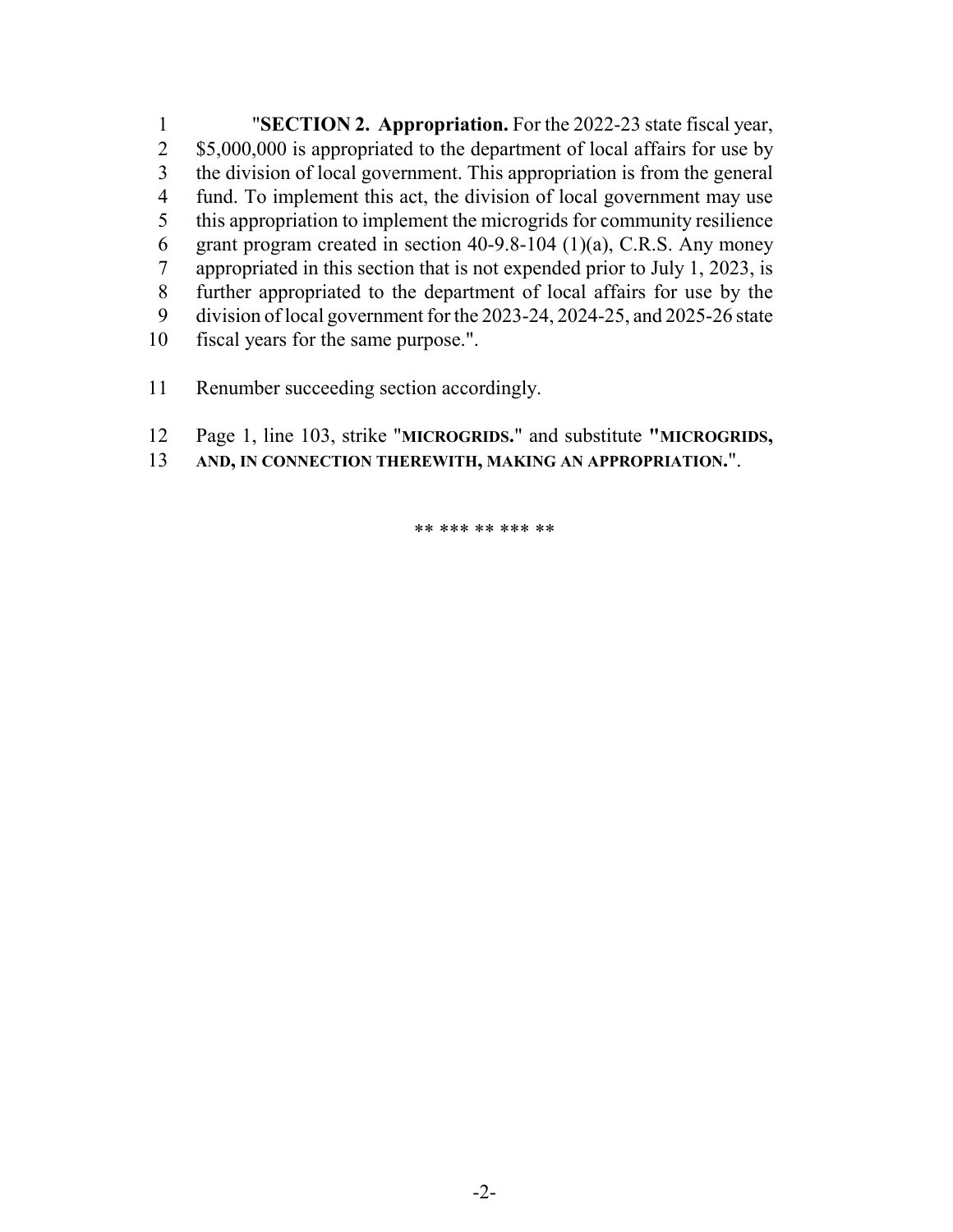"**SECTION 2. Appropriation.** For the 2022-23 state fiscal year, $5,000,000 is appropriated to the department of local affairs for use by the division of local government. This appropriation is from the general fund. To implement this act, the division of local government may use this appropriation to implement the microgrids for community resilience grant program created in section 40-9.8-104 (1)(a), C.R.S. Any money appropriated in this section that is not expended prior to July 1, 2023, is further appropriated to the department of local affairs for use by the division of local government for the 2023-24, 2024-25, and 2025-26 state fiscal years for the same purpose.".

Renumber succeeding section accordingly.

Page 1, line 103, strike "**MICROGRIDS.**" and substitute "**MICROGRIDS, AND, IN CONNECTION THEREWITH, MAKING AN APPROPRIATION.**".

** *** ** *** **